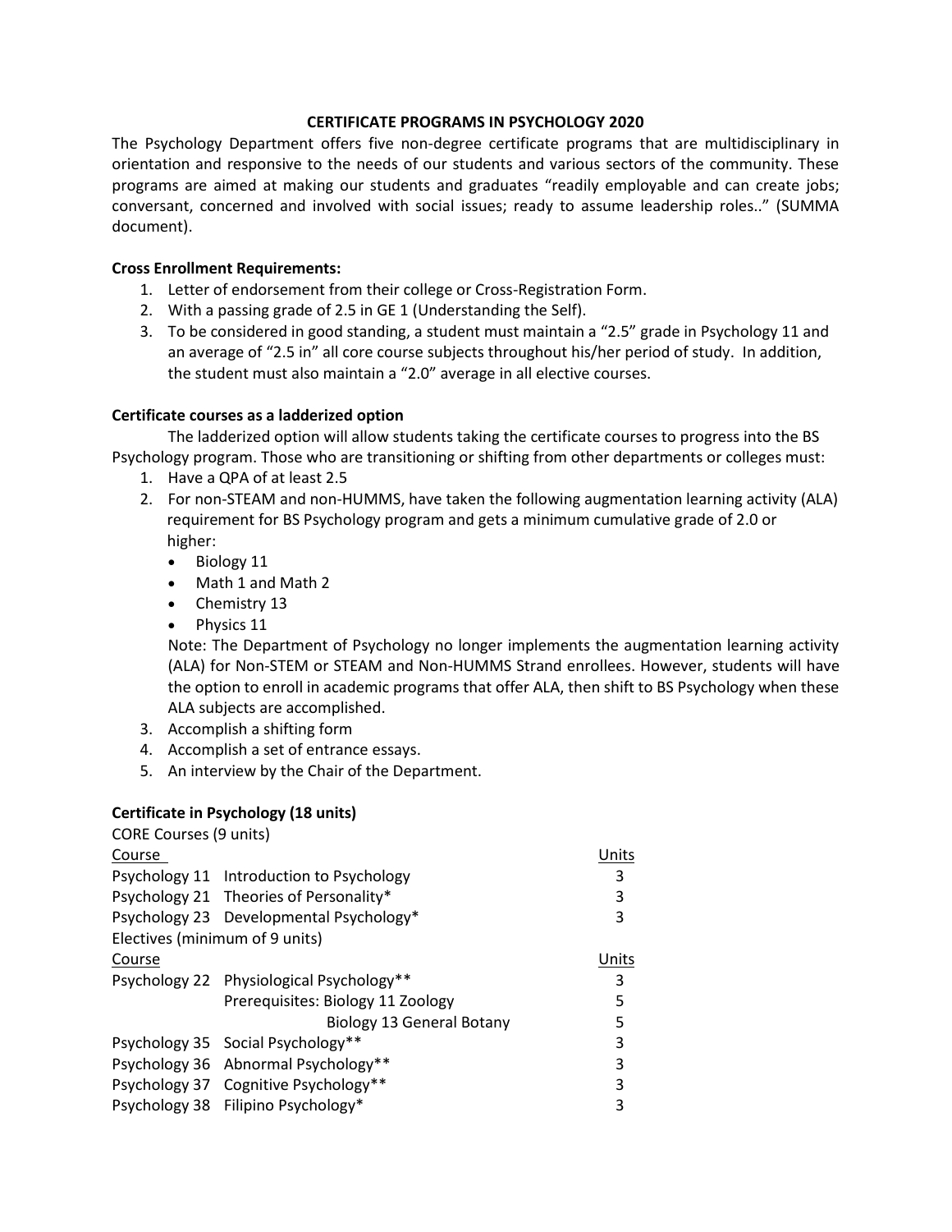# CERTIFICATE PROGRAMS IN PSYCHOLOGY 2020

The Psychology Department offers five non-degree certificate programs that are multidisciplinary in orientation and responsive to the needs of our students and various sectors of the community. These programs are aimed at making our students and graduates "readily employable and can create jobs; conversant, concerned and involved with social issues; ready to assume leadership roles.." (SUMMA document).

**Cross Enrollment Requirements:**

1. Letter of endorsement from their college or Cross-Registration Form.
2. With a passing grade of 2.5 in GE 1 (Understanding the Self).
3. To be considered in good standing, a student must maintain a "2.5" grade in Psychology 11 and an average of "2.5 in" all core course subjects throughout his/her period of study. In addition, the student must also maintain a "2.0" average in all elective courses.

**Certificate courses as a ladderized option**

The ladderized option will allow students taking the certificate courses to progress into the BS Psychology program. Those who are transitioning or shifting from other departments or colleges must:

1. Have a QPA of at least 2.5
2. For non-STEAM and non-HUMMS, have taken the following augmentation learning activity (ALA) requirement for BS Psychology program and gets a minimum cumulative grade of 2.0 or higher:
   - Biology 11
   - Math 1 and Math 2
   - Chemistry 13
   - Physics 11

   Note: The Department of Psychology no longer implements the augmentation learning activity (ALA) for Non-STEM or STEAM and Non-HUMMS Strand enrollees. However, students will have the option to enroll in academic programs that offer ALA, then shift to BS Psychology when these ALA subjects are accomplished.
3. Accomplish a shifting form
4. Accomplish a set of entrance essays.
5. An interview by the Chair of the Department.

**Certificate in Psychology (18 units)**

CORE Courses (9 units)

| Course | | Units |
|---|---|---|
| Psychology 11 | Introduction to Psychology | 3 |
| Psychology 21 | Theories of Personality* | 3 |
| Psychology 23 | Developmental Psychology* | 3 |

Electives (minimum of 9 units)

| Course | | Units |
|---|---|---|
| Psychology 22 | Physiological Psychology** | 3 |
| | Prerequisites: Biology 11 Zoology | 5 |
| | Biology 13 General Botany | 5 |
| Psychology 35 | Social Psychology** | 3 |
| Psychology 36 | Abnormal Psychology** | 3 |
| Psychology 37 | Cognitive Psychology** | 3 |
| Psychology 38 | Filipino Psychology* | 3 |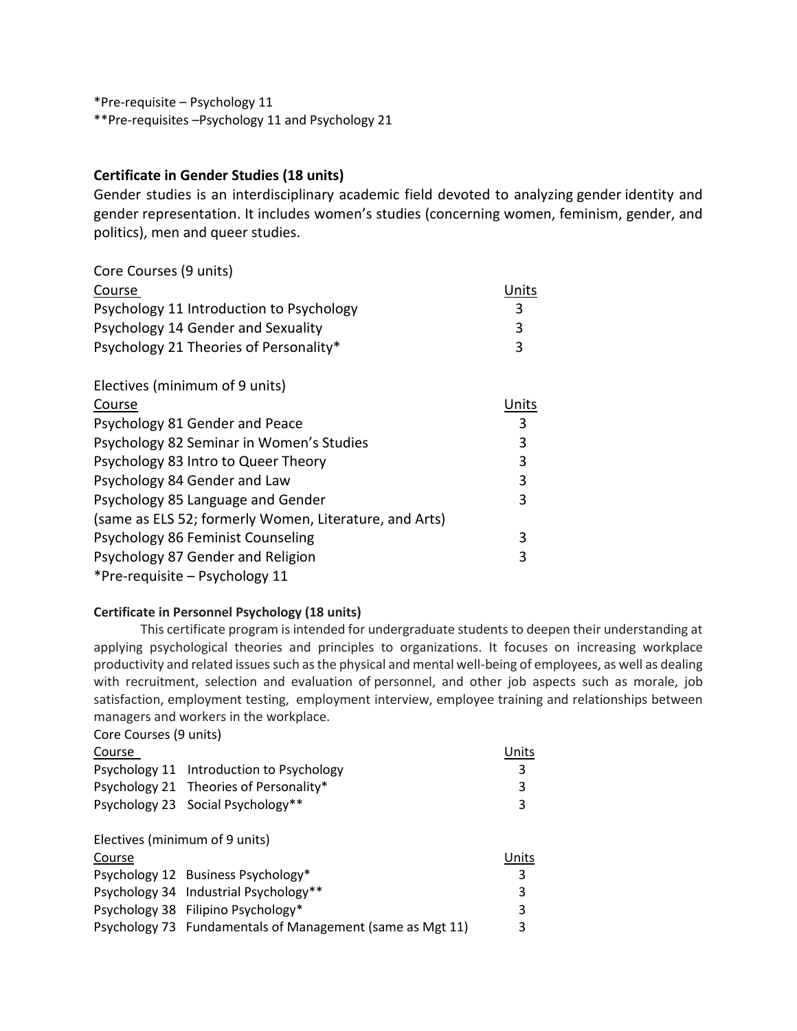*Pre-requisite – Psychology 11
**Pre-requisites –Psychology 11 and Psychology 21

### Certificate in Gender Studies (18 units)

Gender studies is an interdisciplinary academic field devoted to analyzing gender identity and gender representation. It includes women's studies (concerning women, feminism, gender, and politics), men and queer studies.

Core Courses (9 units)

| Course | Units |
|---|---|
| Psychology 11 Introduction to Psychology | 3 |
| Psychology 14 Gender and Sexuality | 3 |
| Psychology 21 Theories of Personality* | 3 |

Electives (minimum of 9 units)

| Course | Units |
|---|---|
| Psychology 81 Gender and Peace | 3 |
| Psychology 82 Seminar in Women's Studies | 3 |
| Psychology 83 Intro to Queer Theory | 3 |
| Psychology 84 Gender and Law | 3 |
| Psychology 85 Language and Gender (same as ELS 52; formerly Women, Literature, and Arts) | 3 |
| Psychology 86 Feminist Counseling | 3 |
| Psychology 87 Gender and Religion | 3 |

*Pre-requisite – Psychology 11

### Certificate in Personnel Psychology (18 units)

This certificate program is intended for undergraduate students to deepen their understanding at applying psychological theories and principles to organizations. It focuses on increasing workplace productivity and related issues such as the physical and mental well-being of employees, as well as dealing with recruitment, selection and evaluation of personnel, and other job aspects such as morale, job satisfaction, employment testing, employment interview, employee training and relationships between managers and workers in the workplace.

Core Courses (9 units)

| Course | | Units |
|---|---|---|
| Psychology 11 | Introduction to Psychology | 3 |
| Psychology 21 | Theories of Personality* | 3 |
| Psychology 23 | Social Psychology** | 3 |

Electives (minimum of 9 units)

| Course | | Units |
|---|---|---|
| Psychology 12 | Business Psychology* | 3 |
| Psychology 34 | Industrial Psychology** | 3 |
| Psychology 38 | Filipino Psychology* | 3 |
| Psychology 73 | Fundamentals of Management (same as Mgt 11) | 3 |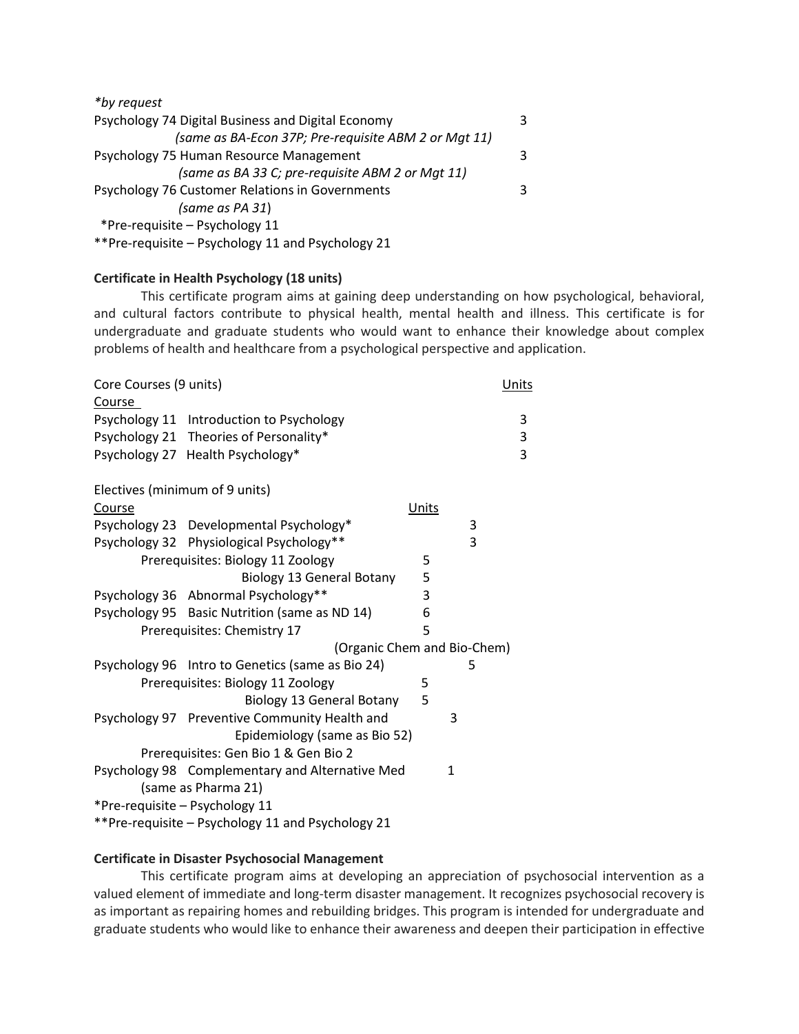*\*by request*

| | |
|---|---|
| Psychology 74 Digital Business and Digital Economy *(same as BA-Econ 37P; Pre-requisite ABM 2 or Mgt 11)* | 3 |
| Psychology 75 Human Resource Management *(same as BA 33 C; pre-requisite ABM 2 or Mgt 11)* | 3 |
| Psychology 76 Customer Relations in Governments *(same as PA 31)* | 3 |

*Pre-requisite – Psychology 11
**Pre-requisite – Psychology 11 and Psychology 21

**Certificate in Health Psychology (18 units)**

This certificate program aims at gaining deep understanding on how psychological, behavioral, and cultural factors contribute to physical health, mental health and illness. This certificate is for undergraduate and graduate students who would want to enhance their knowledge about complex problems of health and healthcare from a psychological perspective and application.

Core Courses (9 units)

| Course | Units |
|---|---|
| Psychology 11 Introduction to Psychology | 3 |
| Psychology 21 Theories of Personality* | 3 |
| Psychology 27 Health Psychology* | 3 |

Electives (minimum of 9 units)

| Course | Units | |
|---|---|---|
| Psychology 23 Developmental Psychology* | | 3 |
| Psychology 32 Physiological Psychology** | | 3 |
| Prerequisites: Biology 11 Zoology | 5 | |
| Biology 13 General Botany | 5 | |
| Psychology 36 Abnormal Psychology** | 3 | |
| Psychology 95 Basic Nutrition (same as ND 14) | 6 | |
| Prerequisites: Chemistry 17 (Organic Chem and Bio-Chem) | 5 | |
| Psychology 96 Intro to Genetics (same as Bio 24) | | 5 |
| Prerequisites: Biology 11 Zoology | 5 | |
| Biology 13 General Botany | 5 | |
| Psychology 97 Preventive Community Health and Epidemiology (same as Bio 52) | | 3 |
| Prerequisites: Gen Bio 1 & Gen Bio 2 | | |
| Psychology 98 Complementary and Alternative Med (same as Pharma 21) | | 1 |

*Pre-requisite – Psychology 11
**Pre-requisite – Psychology 11 and Psychology 21

**Certificate in Disaster Psychosocial Management**

This certificate program aims at developing an appreciation of psychosocial intervention as a valued element of immediate and long-term disaster management. It recognizes psychosocial recovery is as important as repairing homes and rebuilding bridges. This program is intended for undergraduate and graduate students who would like to enhance their awareness and deepen their participation in effective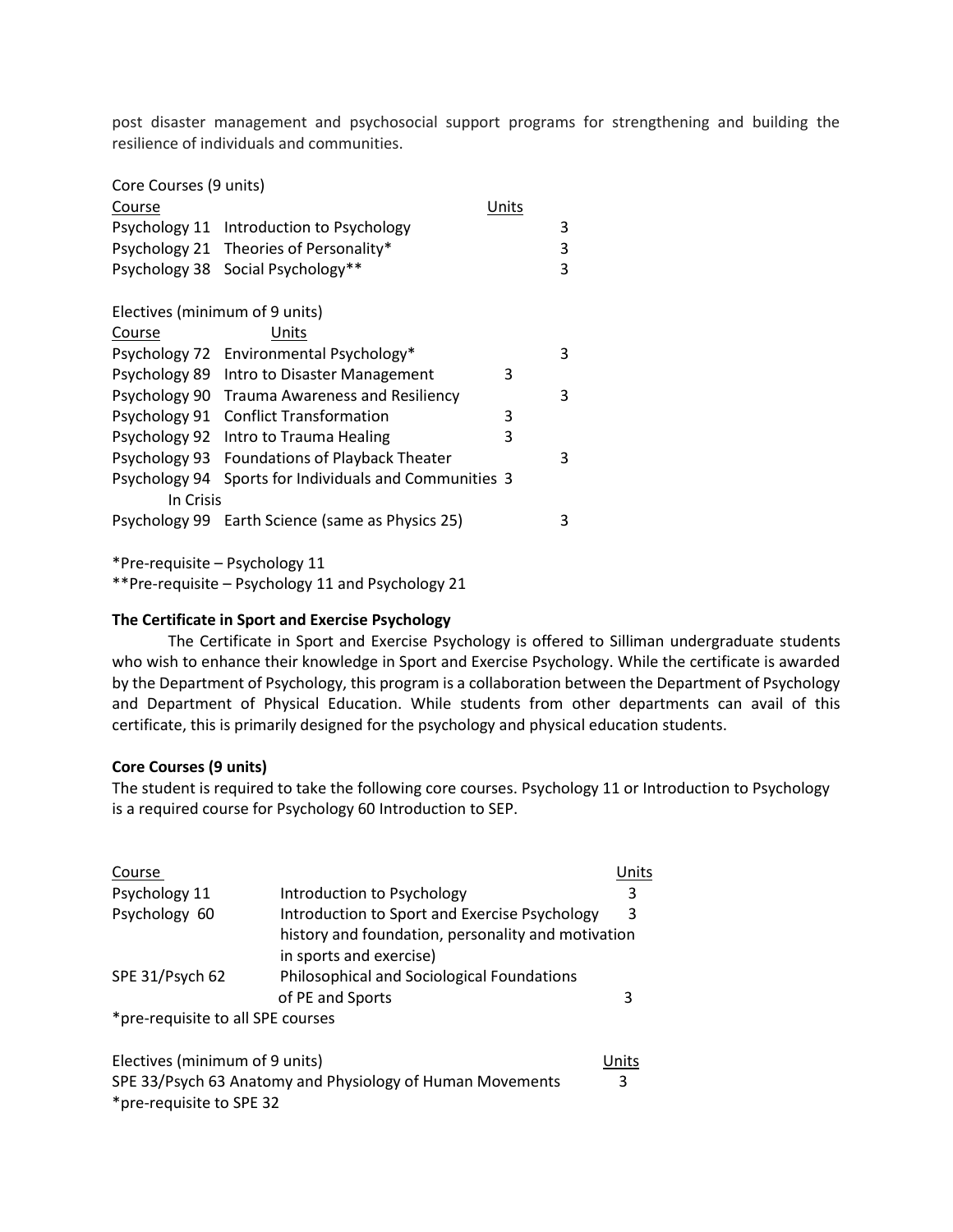post disaster management and psychosocial support programs for strengthening and building the resilience of individuals and communities.

Core Courses (9 units)

| Course | | Units |
|---|---|---|
| Psychology 11 | Introduction to Psychology | 3 |
| Psychology 21 | Theories of Personality* | 3 |
| Psychology 38 | Social Psychology** | 3 |

Electives (minimum of 9 units)

| Course | | Units |
|---|---|---|
| Psychology 72 | Environmental Psychology* | 3 |
| Psychology 89 | Intro to Disaster Management | 3 |
| Psychology 90 | Trauma Awareness and Resiliency | 3 |
| Psychology 91 | Conflict Transformation | 3 |
| Psychology 92 | Intro to Trauma Healing | 3 |
| Psychology 93 | Foundations of Playback Theater | 3 |
| Psychology 94 | Sports for Individuals and Communities In Crisis | 3 |
| Psychology 99 | Earth Science (same as Physics 25) | 3 |

*Pre-requisite – Psychology 11

**Pre-requisite – Psychology 11 and Psychology 21

### The Certificate in Sport and Exercise Psychology

The Certificate in Sport and Exercise Psychology is offered to Silliman undergraduate students who wish to enhance their knowledge in Sport and Exercise Psychology. While the certificate is awarded by the Department of Psychology, this program is a collaboration between the Department of Psychology and Department of Physical Education. While students from other departments can avail of this certificate, this is primarily designed for the psychology and physical education students.

**Core Courses (9 units)**

The student is required to take the following core courses. Psychology 11 or Introduction to Psychology is a required course for Psychology 60 Introduction to SEP.

| Course | | Units |
|---|---|---|
| Psychology 11 | Introduction to Psychology | 3 |
| Psychology 60 | Introduction to Sport and Exercise Psychology history and foundation, personality and motivation in sports and exercise) | 3 |
| SPE 31/Psych 62 | Philosophical and Sociological Foundations of PE and Sports | 3 |

*pre-requisite to all SPE courses

| Electives (minimum of 9 units) | Units |
|---|---|
| SPE 33/Psych 63 Anatomy and Physiology of Human Movements | 3 |

*pre-requisite to SPE 32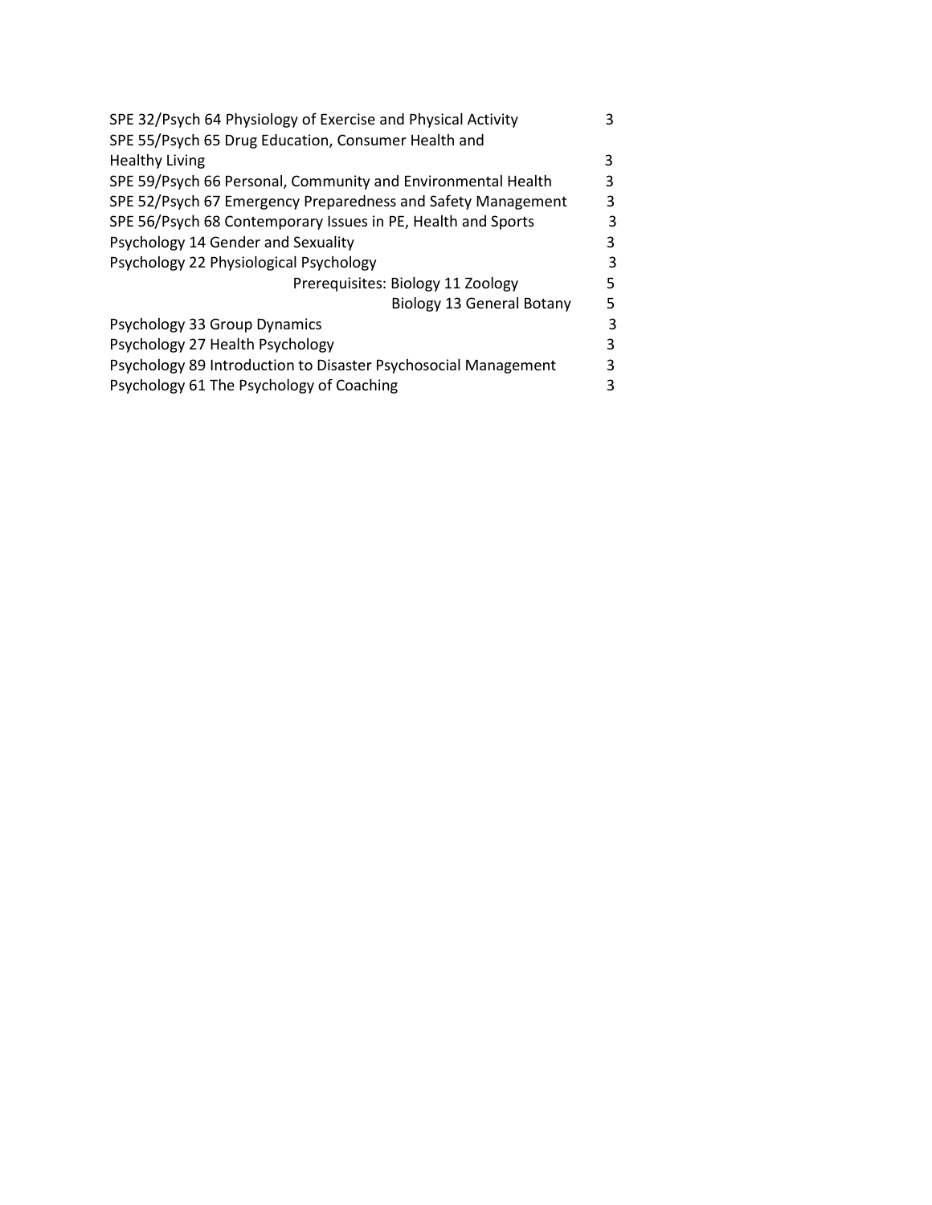| | |
|---|---|
| SPE 32/Psych 64 Physiology of Exercise and Physical Activity | 3 |
| SPE 55/Psych 65 Drug Education, Consumer Health and Healthy Living | 3 |
| SPE 59/Psych 66 Personal, Community and Environmental Health | 3 |
| SPE 52/Psych 67 Emergency Preparedness and Safety Management | 3 |
| SPE 56/Psych 68 Contemporary Issues in PE, Health and Sports | 3 |
| Psychology 14 Gender and Sexuality | 3 |
| Psychology 22 Physiological Psychology | 3 |
| Prerequisites: Biology 11 Zoology | 5 |
| Biology 13 General Botany | 5 |
| Psychology 33 Group Dynamics | 3 |
| Psychology 27 Health Psychology | 3 |
| Psychology 89 Introduction to Disaster Psychosocial Management | 3 |
| Psychology 61 The Psychology of Coaching | 3 |